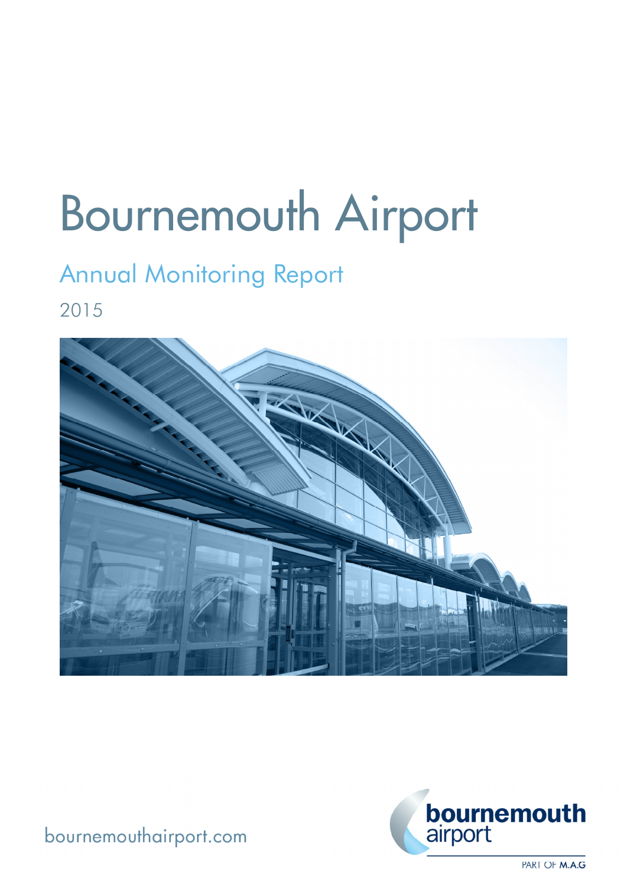# Bournemouth Airport

## Annual Monitoring Report

2015

bournemouthairport.com

bournemouth airport

PART OF M.A.G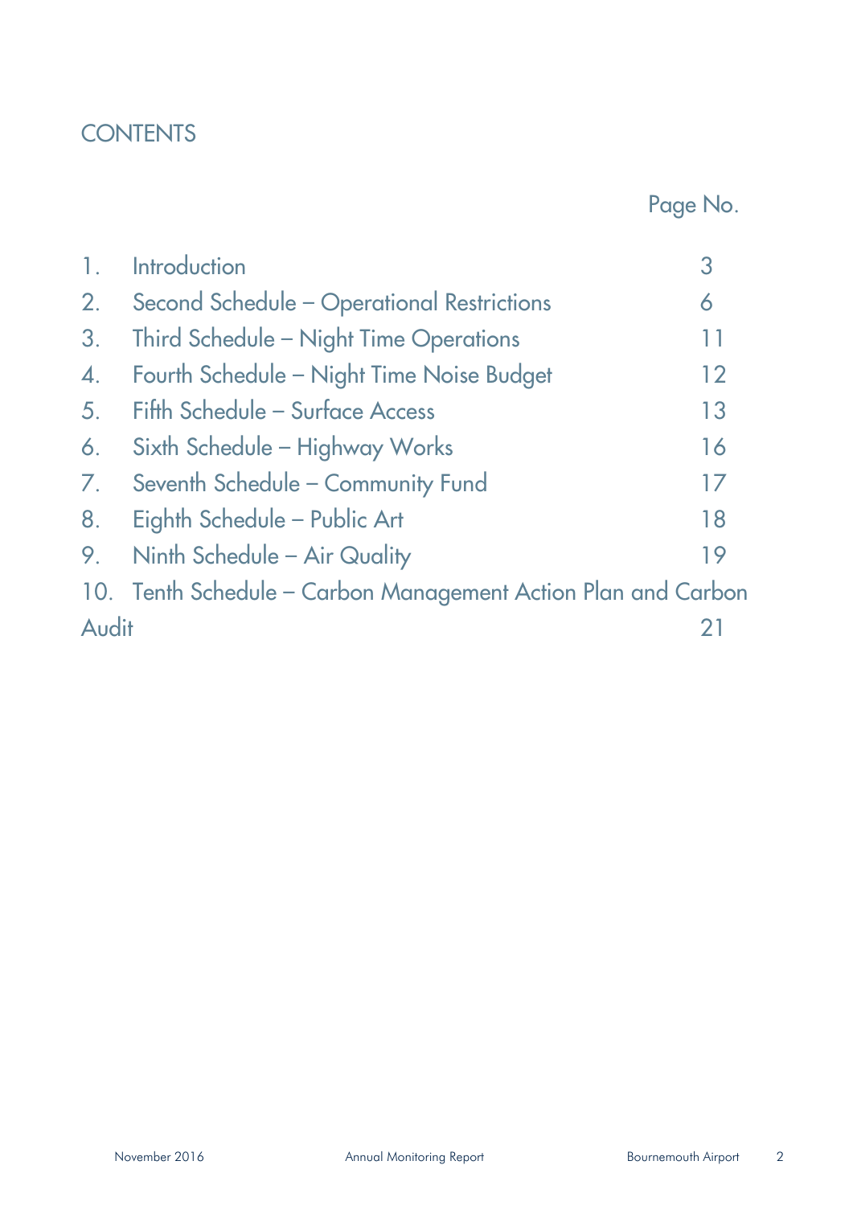# CONTENTS

| | | Page No. |
|---|---|---|
| 1. | Introduction | 3 |
| 2. | Second Schedule – Operational Restrictions | 6 |
| 3. | Third Schedule – Night Time Operations | 11 |
| 4. | Fourth Schedule – Night Time Noise Budget | 12 |
| 5. | Fifth Schedule – Surface Access | 13 |
| 6. | Sixth Schedule – Highway Works | 16 |
| 7. | Seventh Schedule – Community Fund | 17 |
| 8. | Eighth Schedule – Public Art | 18 |
| 9. | Ninth Schedule – Air Quality | 19 |
| 10. | Tenth Schedule – Carbon Management Action Plan and Carbon Audit | 21 |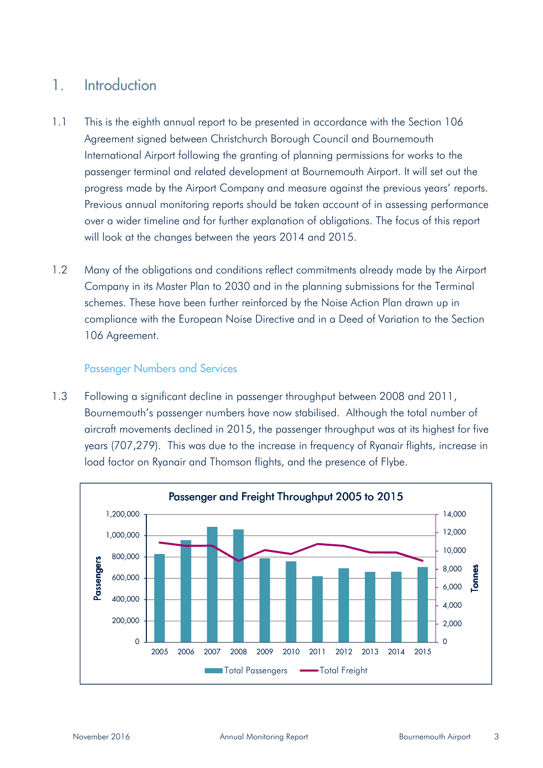# 1. Introduction

1.1 This is the eighth annual report to be presented in accordance with the Section 106 Agreement signed between Christchurch Borough Council and Bournemouth International Airport following the granting of planning permissions for works to the passenger terminal and related development at Bournemouth Airport. It will set out the progress made by the Airport Company and measure against the previous years' reports. Previous annual monitoring reports should be taken account of in assessing performance over a wider timeline and for further explanation of obligations. The focus of this report will look at the changes between the years 2014 and 2015.

1.2 Many of the obligations and conditions reflect commitments already made by the Airport Company in its Master Plan to 2030 and in the planning submissions for the Terminal schemes. These have been further reinforced by the Noise Action Plan drawn up in compliance with the European Noise Directive and in a Deed of Variation to the Section 106 Agreement.

## Passenger Numbers and Services

1.3 Following a significant decline in passenger throughput between 2008 and 2011, Bournemouth's passenger numbers have now stabilised. Although the total number of aircraft movements declined in 2015, the passenger throughput was at its highest for five years (707,279). This was due to the increase in frequency of Ryanair flights, increase in load factor on Ryanair and Thomson flights, and the presence of Flybe.

**Passenger and Freight Throughput 2005 to 2015**

(Chart: Passengers (bars, left axis 0–1,200,000) and Tonnes (line, right axis 0–14,000) for 2005–2015; legend: Total Passengers, Total Freight)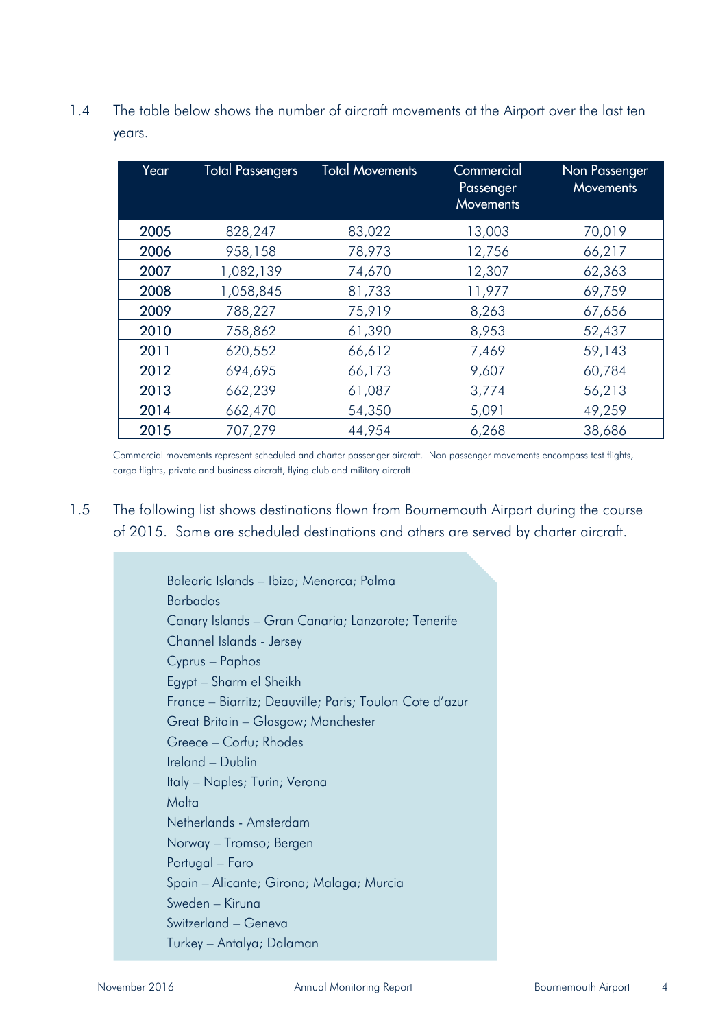1.4 The table below shows the number of aircraft movements at the Airport over the last ten years.

| Year | Total Passengers | Total Movements | Commercial Passenger Movements | Non Passenger Movements |
|---|---|---|---|---|
| **2005** | 828,247 | 83,022 | 13,003 | 70,019 |
| **2006** | 958,158 | 78,973 | 12,756 | 66,217 |
| **2007** | 1,082,139 | 74,670 | 12,307 | 62,363 |
| **2008** | 1,058,845 | 81,733 | 11,977 | 69,759 |
| **2009** | 788,227 | 75,919 | 8,263 | 67,656 |
| **2010** | 758,862 | 61,390 | 8,953 | 52,437 |
| **2011** | 620,552 | 66,612 | 7,469 | 59,143 |
| **2012** | 694,695 | 66,173 | 9,607 | 60,784 |
| **2013** | 662,239 | 61,087 | 3,774 | 56,213 |
| **2014** | 662,470 | 54,350 | 5,091 | 49,259 |
| **2015** | 707,279 | 44,954 | 6,268 | 38,686 |

Commercial movements represent scheduled and charter passenger aircraft. Non passenger movements encompass test flights, cargo flights, private and business aircraft, flying club and military aircraft.

1.5 The following list shows destinations flown from Bournemouth Airport during the course of 2015. Some are scheduled destinations and others are served by charter aircraft.

Balearic Islands – Ibiza; Menorca; Palma
Barbados
Canary Islands – Gran Canaria; Lanzarote; Tenerife
Channel Islands - Jersey
Cyprus – Paphos
Egypt – Sharm el Sheikh
France – Biarritz; Deauville; Paris; Toulon Cote d'azur
Great Britain – Glasgow; Manchester
Greece – Corfu; Rhodes
Ireland – Dublin
Italy – Naples; Turin; Verona
Malta
Netherlands - Amsterdam
Norway – Tromso; Bergen
Portugal – Faro
Spain – Alicante; Girona; Malaga; Murcia
Sweden – Kiruna
Switzerland – Geneva
Turkey – Antalya; Dalaman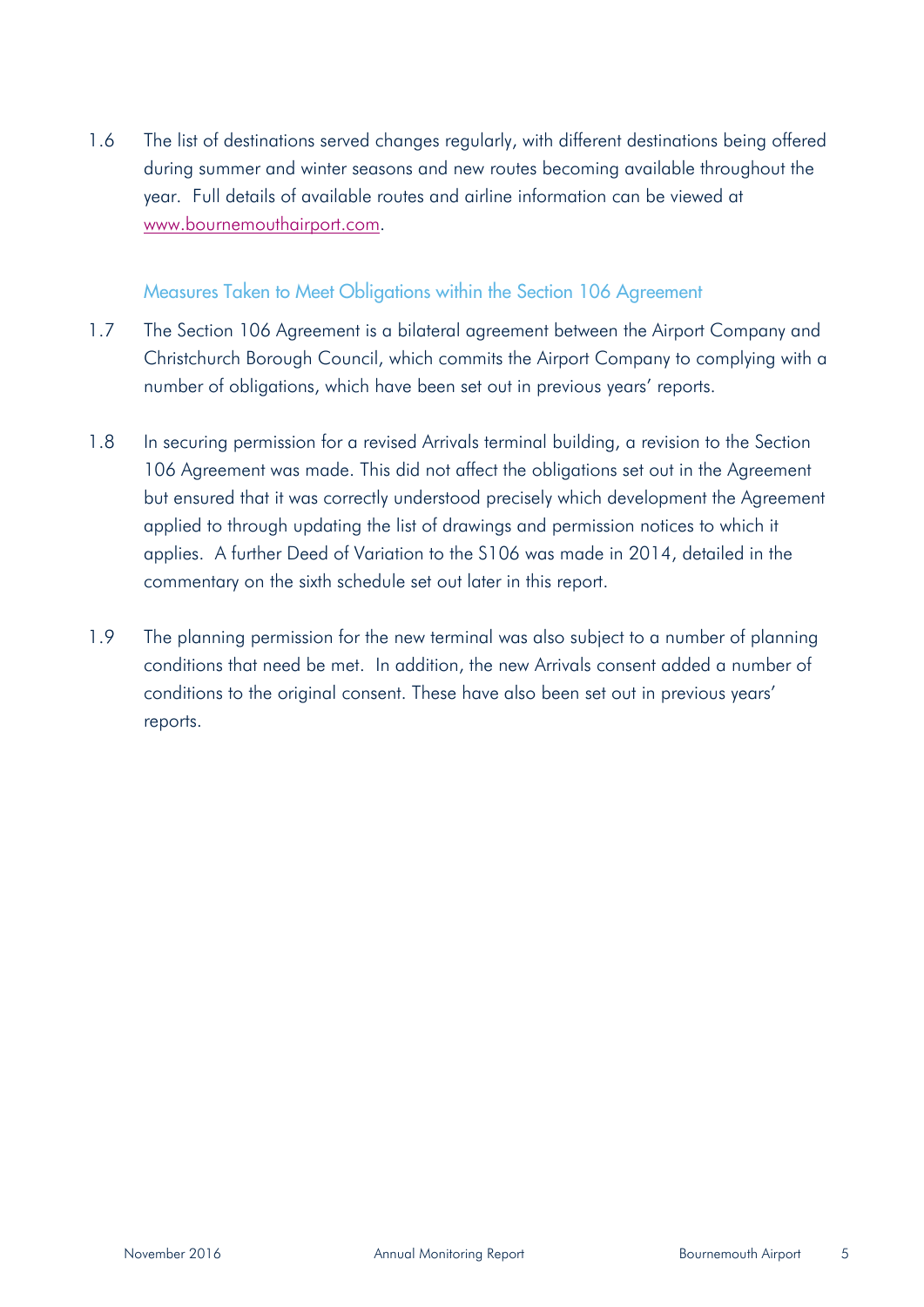1.6 The list of destinations served changes regularly, with different destinations being offered during summer and winter seasons and new routes becoming available throughout the year. Full details of available routes and airline information can be viewed at [www.bournemouthairport.com](http://www.bournemouthairport.com).

### Measures Taken to Meet Obligations within the Section 106 Agreement

1.7 The Section 106 Agreement is a bilateral agreement between the Airport Company and Christchurch Borough Council, which commits the Airport Company to complying with a number of obligations, which have been set out in previous years' reports.

1.8 In securing permission for a revised Arrivals terminal building, a revision to the Section 106 Agreement was made. This did not affect the obligations set out in the Agreement but ensured that it was correctly understood precisely which development the Agreement applied to through updating the list of drawings and permission notices to which it applies. A further Deed of Variation to the S106 was made in 2014, detailed in the commentary on the sixth schedule set out later in this report.

1.9 The planning permission for the new terminal was also subject to a number of planning conditions that need be met. In addition, the new Arrivals consent added a number of conditions to the original consent. These have also been set out in previous years' reports.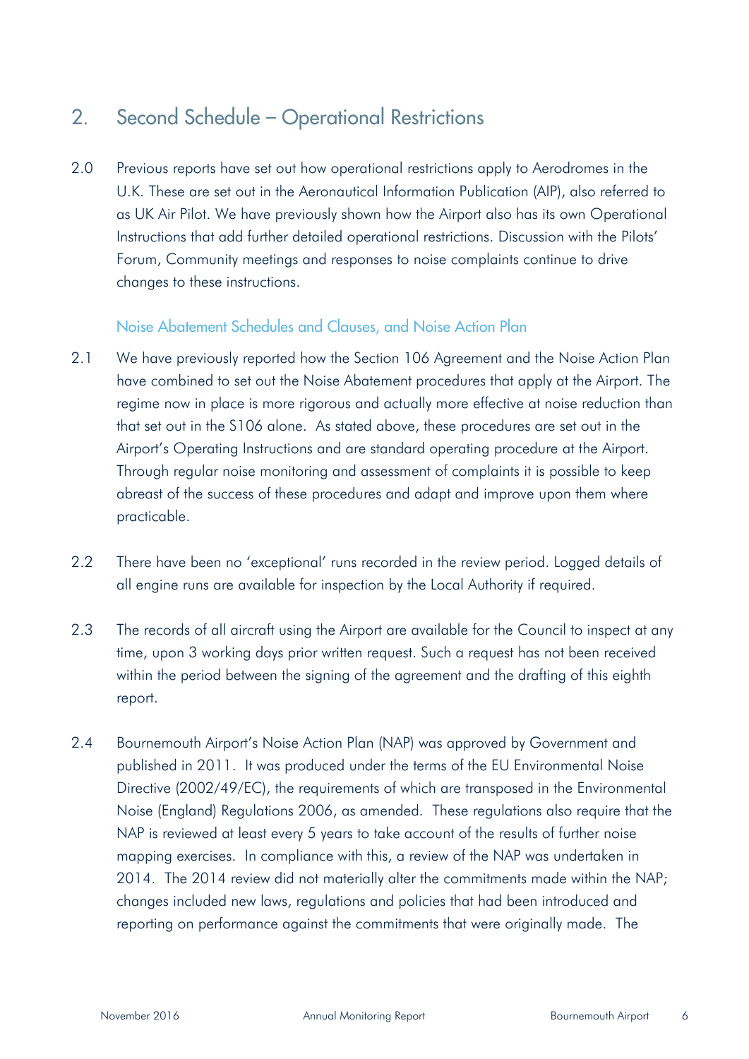## 2. Second Schedule – Operational Restrictions

2.0 Previous reports have set out how operational restrictions apply to Aerodromes in the U.K. These are set out in the Aeronautical Information Publication (AIP), also referred to as UK Air Pilot. We have previously shown how the Airport also has its own Operational Instructions that add further detailed operational restrictions. Discussion with the Pilots' Forum, Community meetings and responses to noise complaints continue to drive changes to these instructions.

### Noise Abatement Schedules and Clauses, and Noise Action Plan

2.1 We have previously reported how the Section 106 Agreement and the Noise Action Plan have combined to set out the Noise Abatement procedures that apply at the Airport. The regime now in place is more rigorous and actually more effective at noise reduction than that set out in the S106 alone. As stated above, these procedures are set out in the Airport's Operating Instructions and are standard operating procedure at the Airport. Through regular noise monitoring and assessment of complaints it is possible to keep abreast of the success of these procedures and adapt and improve upon them where practicable.

2.2 There have been no 'exceptional' runs recorded in the review period. Logged details of all engine runs are available for inspection by the Local Authority if required.

2.3 The records of all aircraft using the Airport are available for the Council to inspect at any time, upon 3 working days prior written request. Such a request has not been received within the period between the signing of the agreement and the drafting of this eighth report.

2.4 Bournemouth Airport's Noise Action Plan (NAP) was approved by Government and published in 2011. It was produced under the terms of the EU Environmental Noise Directive (2002/49/EC), the requirements of which are transposed in the Environmental Noise (England) Regulations 2006, as amended. These regulations also require that the NAP is reviewed at least every 5 years to take account of the results of further noise mapping exercises. In compliance with this, a review of the NAP was undertaken in 2014. The 2014 review did not materially alter the commitments made within the NAP; changes included new laws, regulations and policies that had been introduced and reporting on performance against the commitments that were originally made. The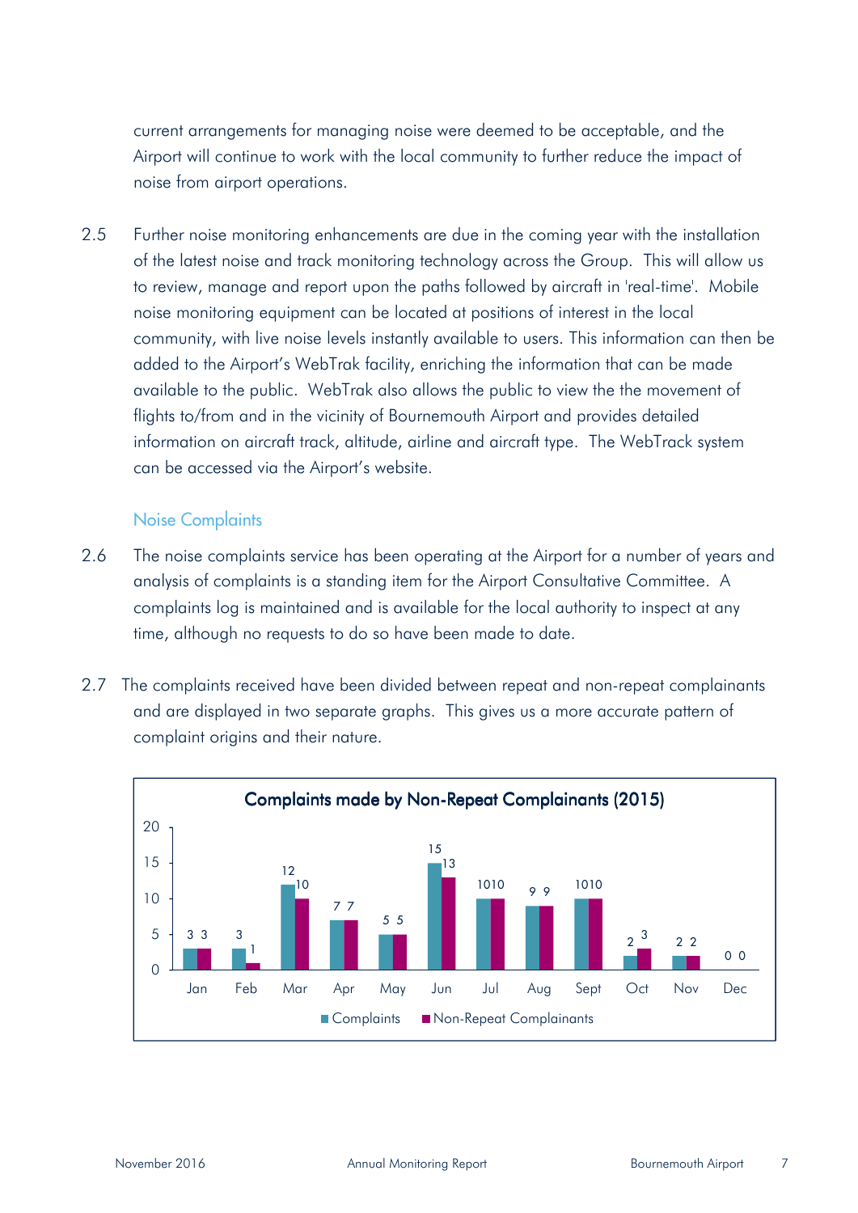current arrangements for managing noise were deemed to be acceptable, and the Airport will continue to work with the local community to further reduce the impact of noise from airport operations.

2.5 Further noise monitoring enhancements are due in the coming year with the installation of the latest noise and track monitoring technology across the Group. This will allow us to review, manage and report upon the paths followed by aircraft in 'real-time'. Mobile noise monitoring equipment can be located at positions of interest in the local community, with live noise levels instantly available to users. This information can then be added to the Airport's WebTrak facility, enriching the information that can be made available to the public. WebTrak also allows the public to view the the movement of flights to/from and in the vicinity of Bournemouth Airport and provides detailed information on aircraft track, altitude, airline and aircraft type. The WebTrack system can be accessed via the Airport's website.

### Noise Complaints

2.6 The noise complaints service has been operating at the Airport for a number of years and analysis of complaints is a standing item for the Airport Consultative Committee. A complaints log is maintained and is available for the local authority to inspect at any time, although no requests to do so have been made to date.

2.7 The complaints received have been divided between repeat and non-repeat complainants and are displayed in two separate graphs. This gives us a more accurate pattern of complaint origins and their nature.

**Complaints made by Non-Repeat Complainants (2015)**

| Month | Complaints | Non-Repeat Complainants |
|---|---|---|
| Jan | 3 | 3 |
| Feb | 3 | 1 |
| Mar | 12 | 10 |
| Apr | 7 | 7 |
| May | 5 | 5 |
| Jun | 15 | 13 |
| Jul | 10 | 10 |
| Aug | 9 | 9 |
| Sept | 10 | 10 |
| Oct | 2 | 3 |
| Nov | 2 | 2 |
| Dec | 0 | 0 |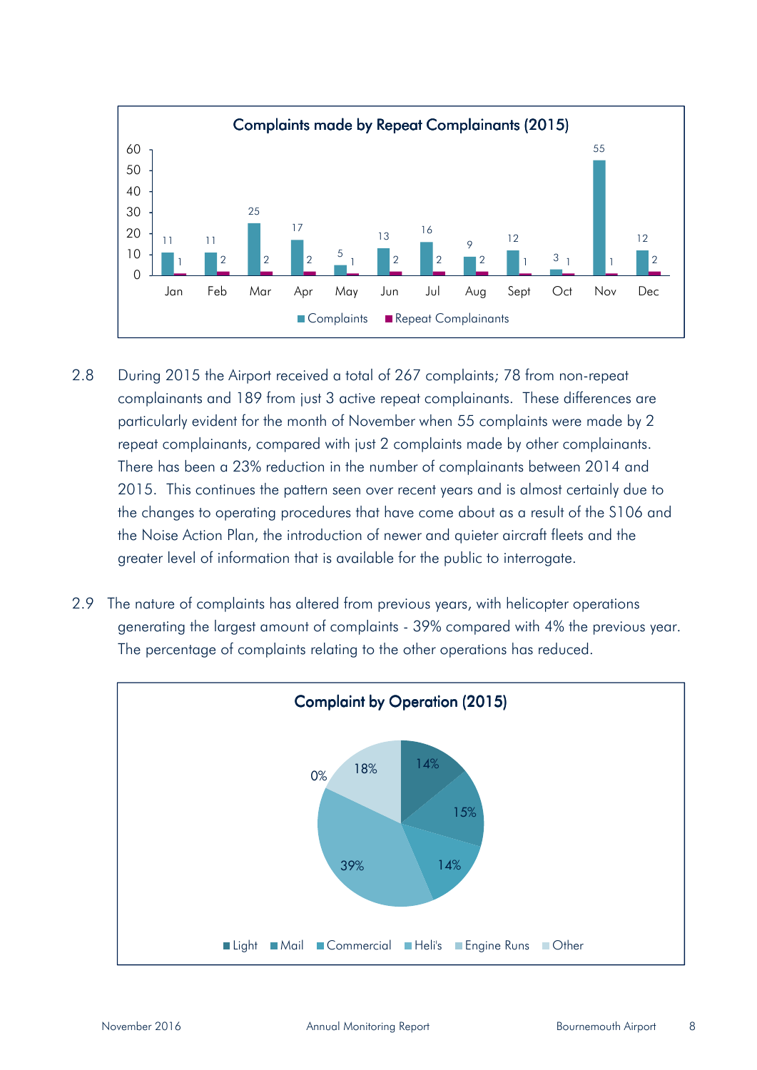**Complaints made by Repeat Complainants (2015)**

| Month | Complaints | Repeat Complainants |
|---|---|---|
| Jan | 11 | 1 |
| Feb | 11 | 2 |
| Mar | 25 | 2 |
| Apr | 17 | 2 |
| May | 5 | 1 |
| Jun | 13 | 2 |
| Jul | 16 | 2 |
| Aug | 9 | 2 |
| Sept | 12 | 1 |
| Oct | 3 | 1 |
| Nov | 55 | 1 |
| Dec | 12 | 2 |

2.8 During 2015 the Airport received a total of 267 complaints; 78 from non-repeat complainants and 189 from just 3 active repeat complainants. These differences are particularly evident for the month of November when 55 complaints were made by 2 repeat complainants, compared with just 2 complaints made by other complainants. There has been a 23% reduction in the number of complainants between 2014 and 2015. This continues the pattern seen over recent years and is almost certainly due to the changes to operating procedures that have come about as a result of the S106 and the Noise Action Plan, the introduction of newer and quieter aircraft fleets and the greater level of information that is available for the public to interrogate.

2.9 The nature of complaints has altered from previous years, with helicopter operations generating the largest amount of complaints - 39% compared with 4% the previous year. The percentage of complaints relating to the other operations has reduced.

**Complaint by Operation (2015)**

| Operation | Percentage |
|---|---|
| Light | 14% |
| Mail | 15% |
| Commercial | 14% |
| Heli's | 39% |
| Engine Runs | 0% |
| Other | 18% |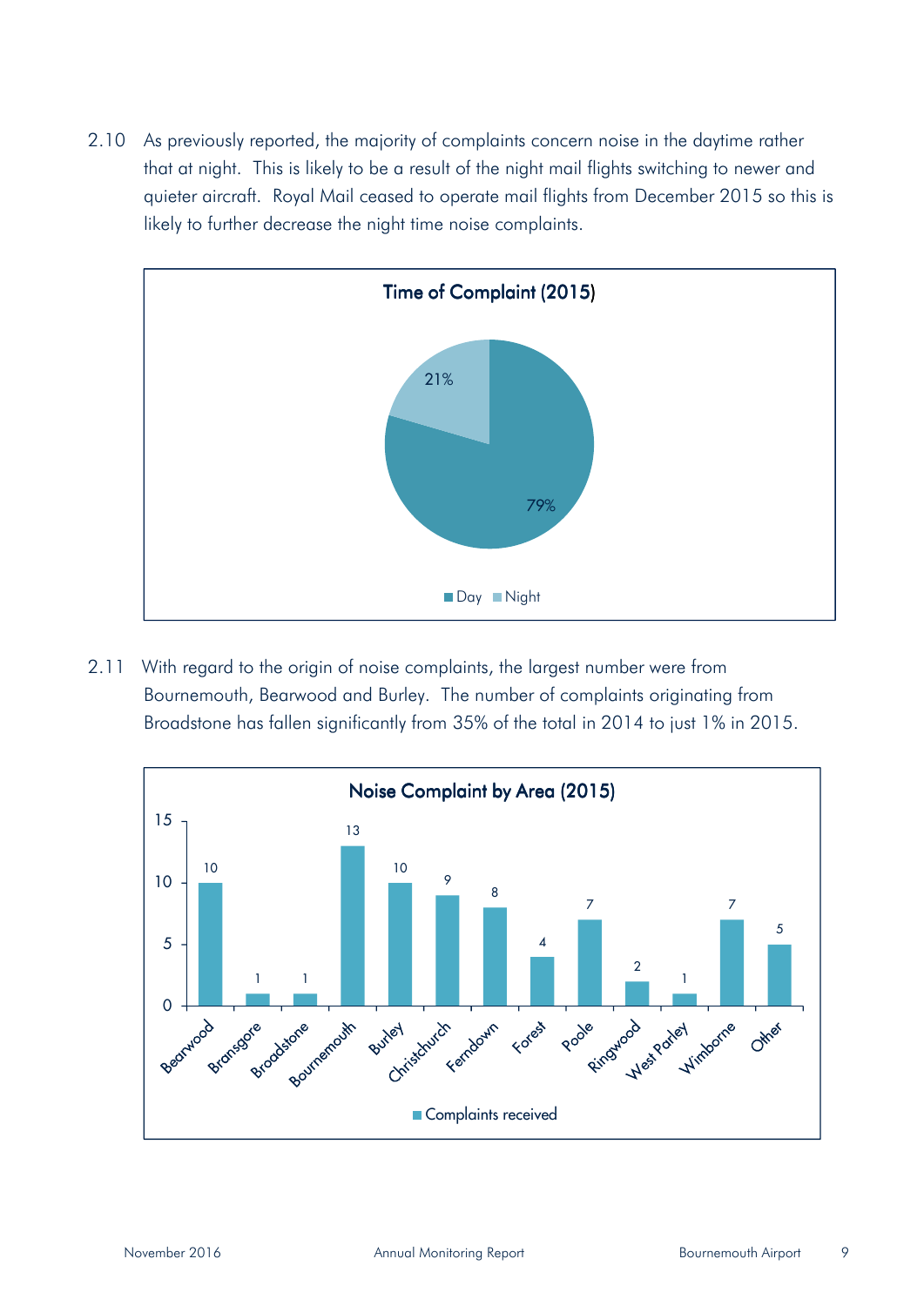2.10 As previously reported, the majority of complaints concern noise in the daytime rather that at night. This is likely to be a result of the night mail flights switching to newer and quieter aircraft. Royal Mail ceased to operate mail flights from December 2015 so this is likely to further decrease the night time noise complaints.

**Time of Complaint (2015)**

| Time | Share |
|---|---|
| Day | 79% |
| Night | 21% |

2.11 With regard to the origin of noise complaints, the largest number were from Bournemouth, Bearwood and Burley. The number of complaints originating from Broadstone has fallen significantly from 35% of the total in 2014 to just 1% in 2015.

**Noise Complaint by Area (2015)**

| Area | Complaints received |
|---|---|
| Bearwood | 10 |
| Bransgore | 1 |
| Broadstone | 1 |
| Bournemouth | 13 |
| Burley | 10 |
| Christchurch | 9 |
| Ferndown | 8 |
| Forest | 4 |
| Poole | 7 |
| Ringwood | 2 |
| West Parley | 1 |
| Wimborne | 7 |
| Other | 5 |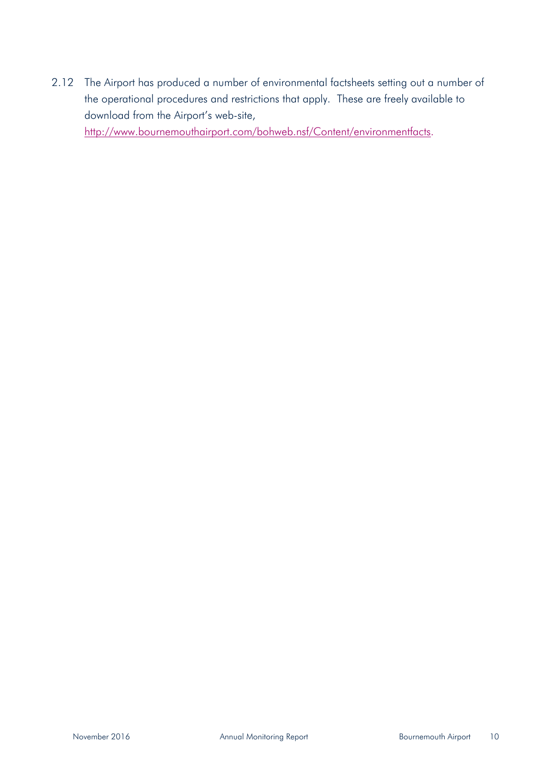2.12 The Airport has produced a number of environmental factsheets setting out a number of the operational procedures and restrictions that apply. These are freely available to download from the Airport's web-site, http://www.bournemouthairport.com/bohweb.nsf/Content/environmentfacts.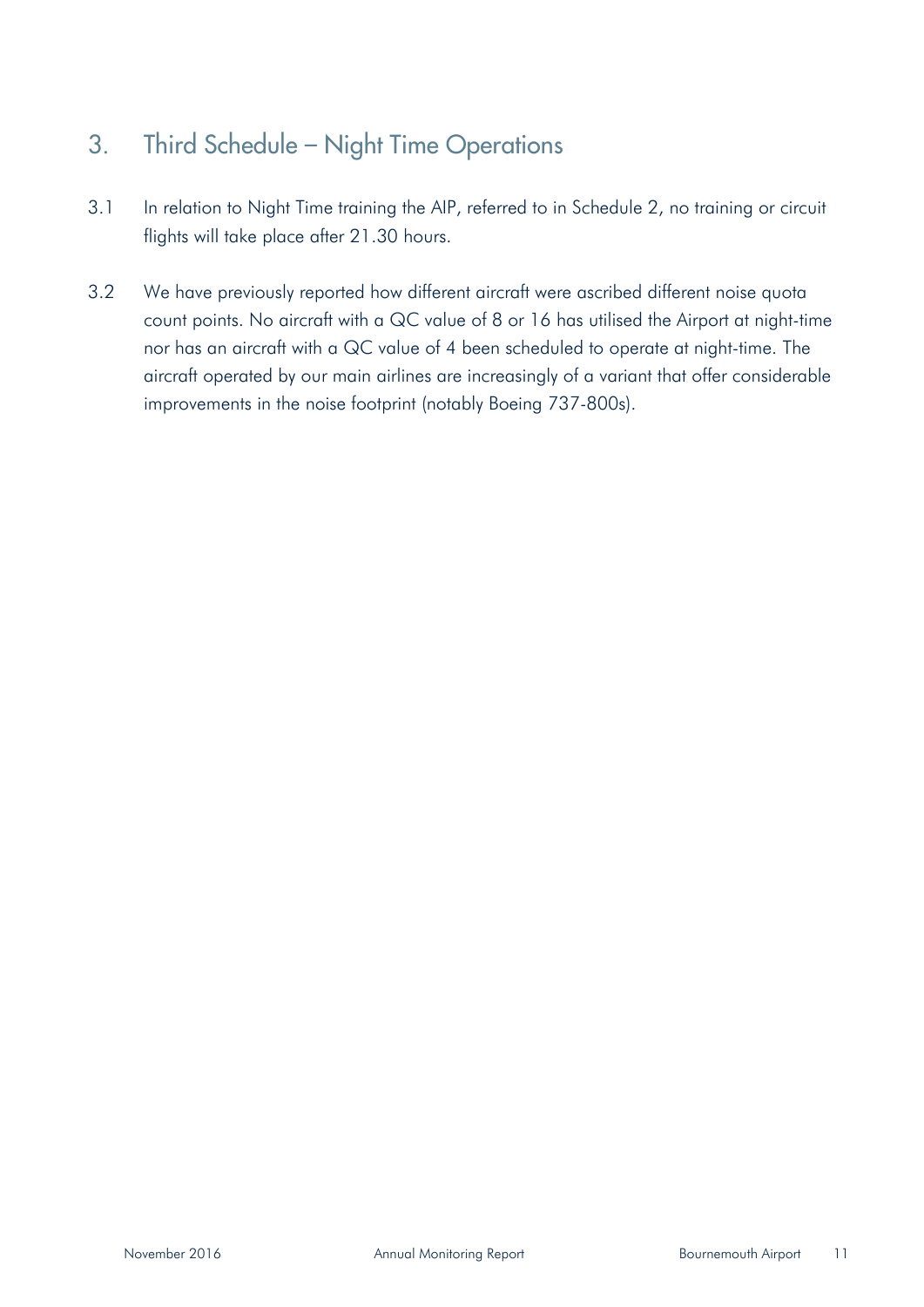## 3. Third Schedule – Night Time Operations

3.1 In relation to Night Time training the AIP, referred to in Schedule 2, no training or circuit flights will take place after 21.30 hours.

3.2 We have previously reported how different aircraft were ascribed different noise quota count points. No aircraft with a QC value of 8 or 16 has utilised the Airport at night-time nor has an aircraft with a QC value of 4 been scheduled to operate at night-time. The aircraft operated by our main airlines are increasingly of a variant that offer considerable improvements in the noise footprint (notably Boeing 737-800s).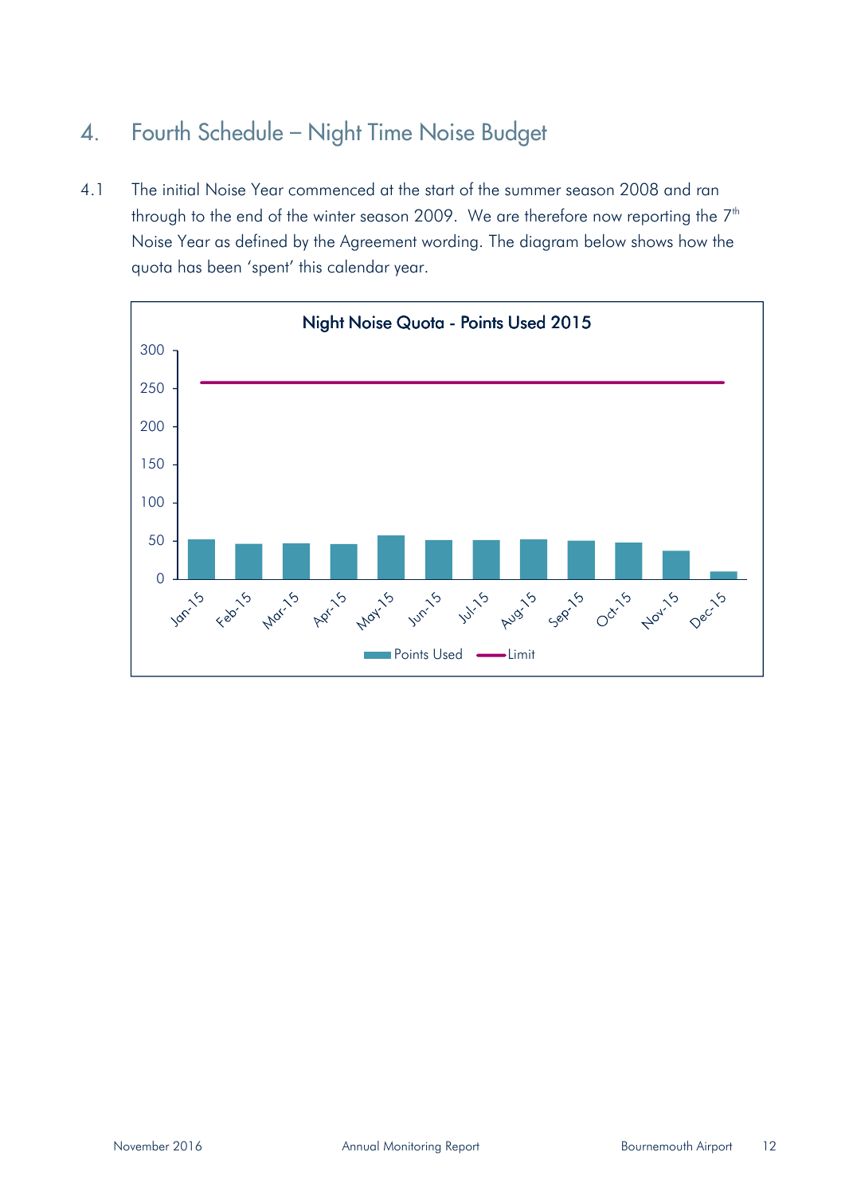## 4. Fourth Schedule – Night Time Noise Budget

4.1 The initial Noise Year commenced at the start of the summer season 2008 and ran through to the end of the winter season 2009. We are therefore now reporting the 7th Noise Year as defined by the Agreement wording. The diagram below shows how the quota has been 'spent' this calendar year.

**Night Noise Quota - Points Used 2015**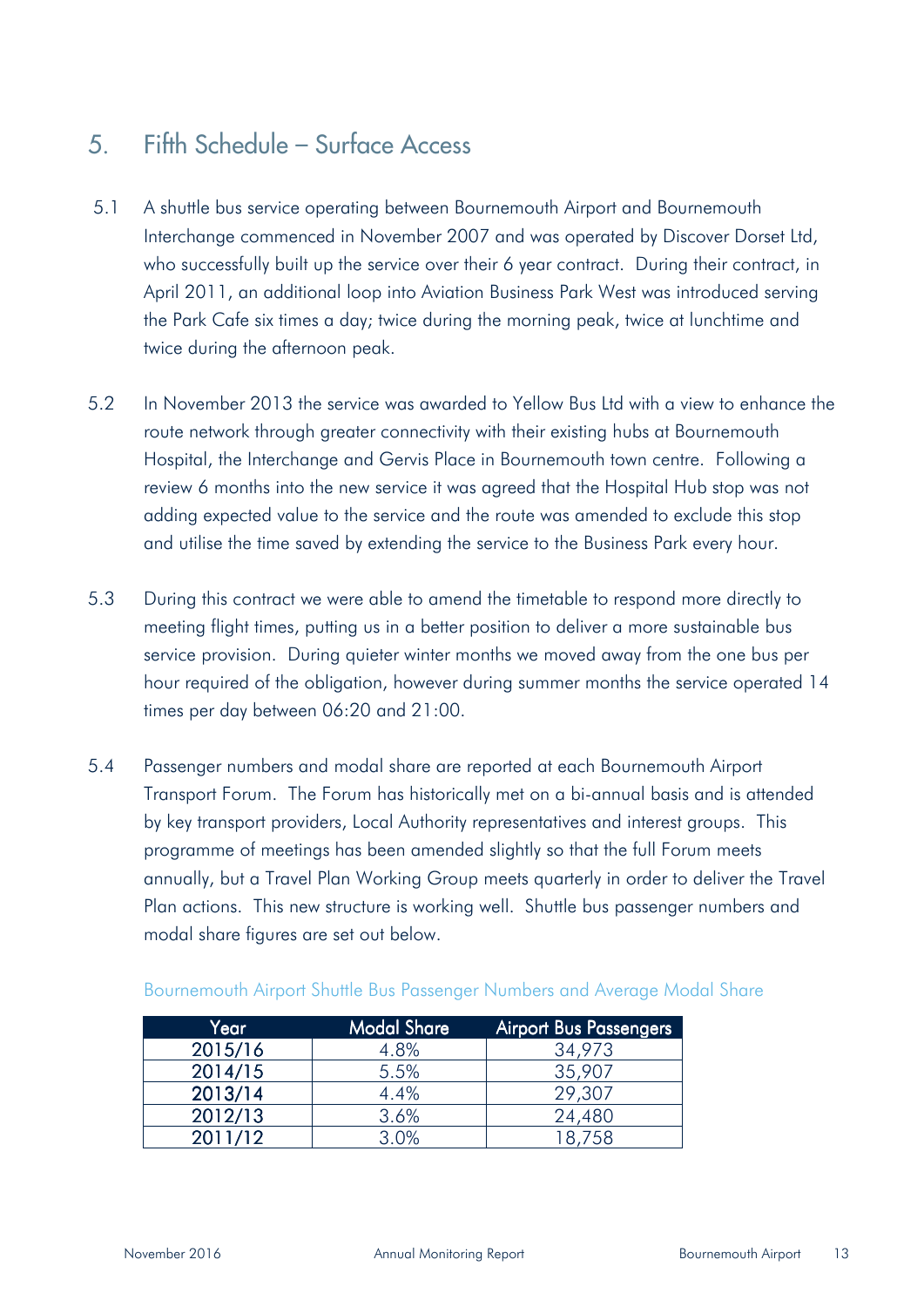## 5. Fifth Schedule – Surface Access

5.1 A shuttle bus service operating between Bournemouth Airport and Bournemouth Interchange commenced in November 2007 and was operated by Discover Dorset Ltd, who successfully built up the service over their 6 year contract. During their contract, in April 2011, an additional loop into Aviation Business Park West was introduced serving the Park Cafe six times a day; twice during the morning peak, twice at lunchtime and twice during the afternoon peak.

5.2 In November 2013 the service was awarded to Yellow Bus Ltd with a view to enhance the route network through greater connectivity with their existing hubs at Bournemouth Hospital, the Interchange and Gervis Place in Bournemouth town centre. Following a review 6 months into the new service it was agreed that the Hospital Hub stop was not adding expected value to the service and the route was amended to exclude this stop and utilise the time saved by extending the service to the Business Park every hour.

5.3 During this contract we were able to amend the timetable to respond more directly to meeting flight times, putting us in a better position to deliver a more sustainable bus service provision. During quieter winter months we moved away from the one bus per hour required of the obligation, however during summer months the service operated 14 times per day between 06:20 and 21:00.

5.4 Passenger numbers and modal share are reported at each Bournemouth Airport Transport Forum. The Forum has historically met on a bi-annual basis and is attended by key transport providers, Local Authority representatives and interest groups. This programme of meetings has been amended slightly so that the full Forum meets annually, but a Travel Plan Working Group meets quarterly in order to deliver the Travel Plan actions. This new structure is working well. Shuttle bus passenger numbers and modal share figures are set out below.

Bournemouth Airport Shuttle Bus Passenger Numbers and Average Modal Share

| Year | Modal Share | Airport Bus Passengers |
|---|---|---|
| 2015/16 | 4.8% | 34,973 |
| 2014/15 | 5.5% | 35,907 |
| 2013/14 | 4.4% | 29,307 |
| 2012/13 | 3.6% | 24,480 |
| 2011/12 | 3.0% | 18,758 |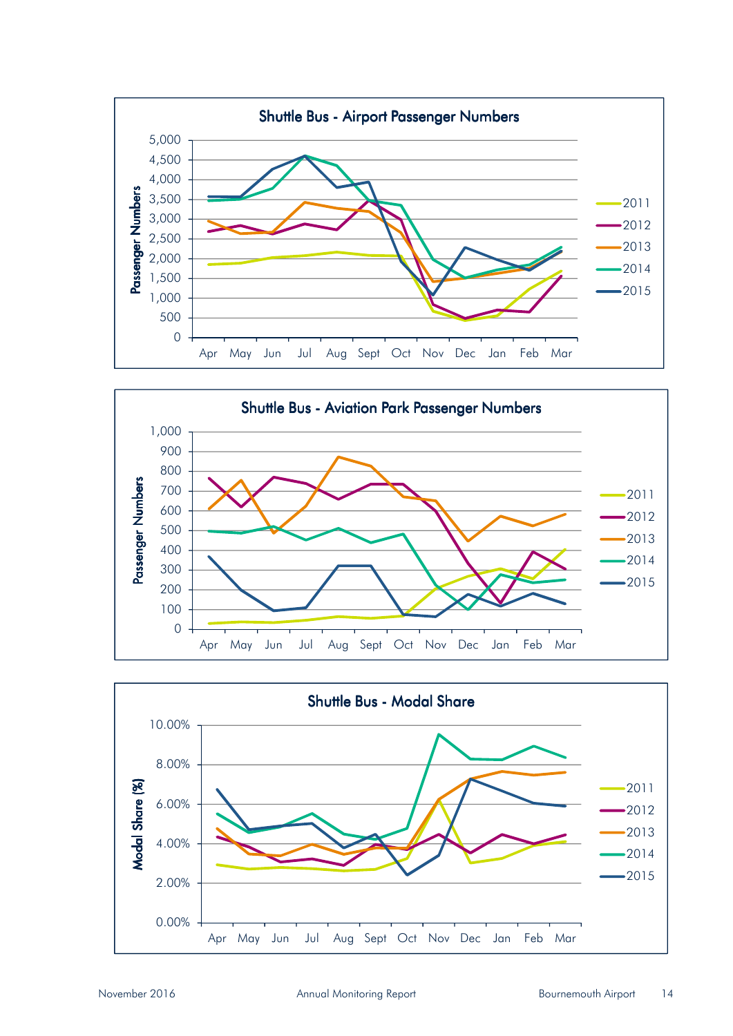**Shuttle Bus - Airport Passenger Numbers**

Passenger Numbers: 0, 500, 1,000, 1,500, 2,000, 2,500, 3,000, 3,500, 4,000, 4,500, 5,000

Apr, May, Jun, Jul, Aug, Sept, Oct, Nov, Dec, Jan, Feb, Mar

2011, 2012, 2013, 2014, 2015

**Shuttle Bus - Aviation Park Passenger Numbers**

Passenger Numbers: 0, 100, 200, 300, 400, 500, 600, 700, 800, 900, 1,000

Apr, May, Jun, Jul, Aug, Sept, Oct, Nov, Dec, Jan, Feb, Mar

2011, 2012, 2013, 2014, 2015

**Shuttle Bus - Modal Share**

Modal Share (%): 0.00%, 2.00%, 4.00%, 6.00%, 8.00%, 10.00%

Apr, May, Jun, Jul, Aug, Sept, Oct, Nov, Dec, Jan, Feb, Mar

2011, 2012, 2013, 2014, 2015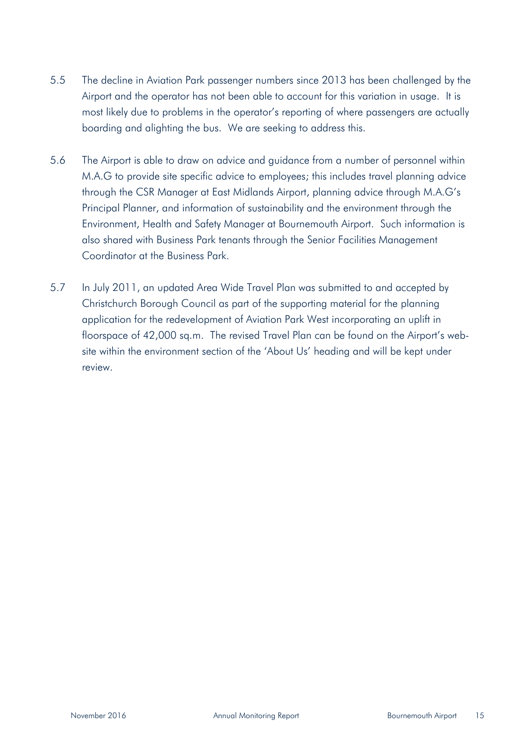5.5 The decline in Aviation Park passenger numbers since 2013 has been challenged by the Airport and the operator has not been able to account for this variation in usage. It is most likely due to problems in the operator's reporting of where passengers are actually boarding and alighting the bus. We are seeking to address this.

5.6 The Airport is able to draw on advice and guidance from a number of personnel within M.A.G to provide site specific advice to employees; this includes travel planning advice through the CSR Manager at East Midlands Airport, planning advice through M.A.G's Principal Planner, and information of sustainability and the environment through the Environment, Health and Safety Manager at Bournemouth Airport. Such information is also shared with Business Park tenants through the Senior Facilities Management Coordinator at the Business Park.

5.7 In July 2011, an updated Area Wide Travel Plan was submitted to and accepted by Christchurch Borough Council as part of the supporting material for the planning application for the redevelopment of Aviation Park West incorporating an uplift in floorspace of 42,000 sq.m. The revised Travel Plan can be found on the Airport's web-site within the environment section of the 'About Us' heading and will be kept under review.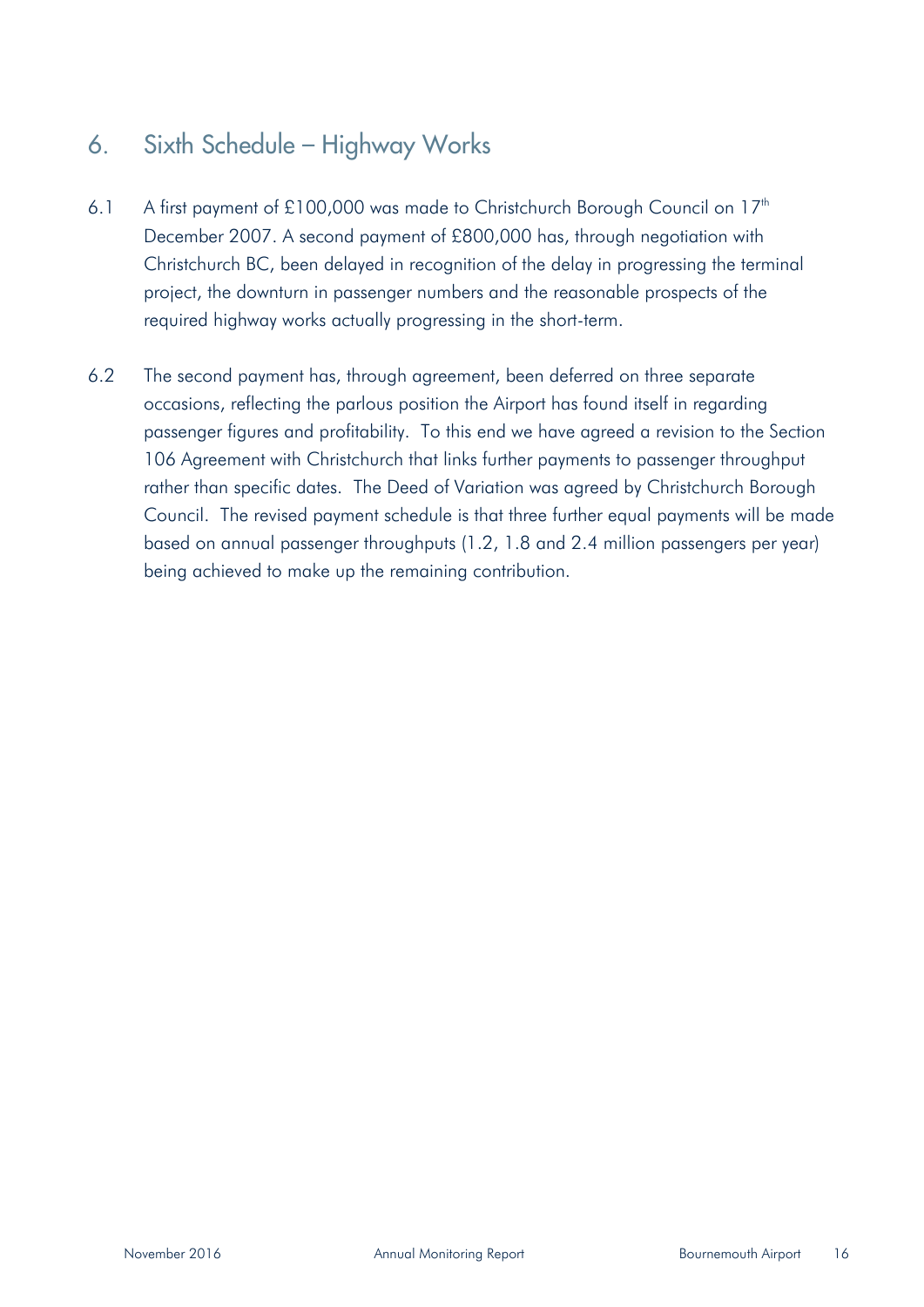## 6. Sixth Schedule – Highway Works

6.1 A first payment of £100,000 was made to Christchurch Borough Council on 17th December 2007. A second payment of £800,000 has, through negotiation with Christchurch BC, been delayed in recognition of the delay in progressing the terminal project, the downturn in passenger numbers and the reasonable prospects of the required highway works actually progressing in the short-term.

6.2 The second payment has, through agreement, been deferred on three separate occasions, reflecting the parlous position the Airport has found itself in regarding passenger figures and profitability. To this end we have agreed a revision to the Section 106 Agreement with Christchurch that links further payments to passenger throughput rather than specific dates. The Deed of Variation was agreed by Christchurch Borough Council. The revised payment schedule is that three further equal payments will be made based on annual passenger throughputs (1.2, 1.8 and 2.4 million passengers per year) being achieved to make up the remaining contribution.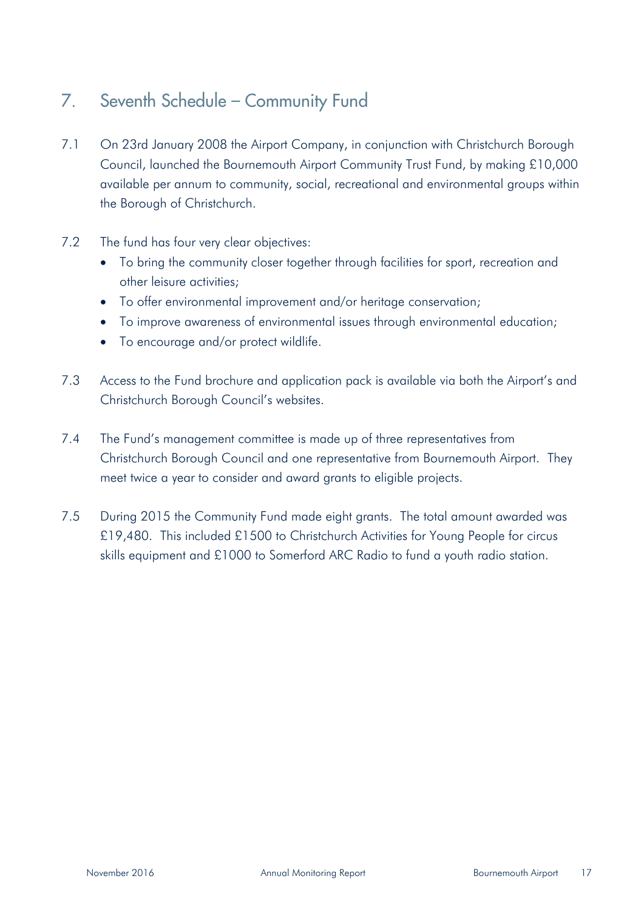## 7. Seventh Schedule – Community Fund

7.1 On 23rd January 2008 the Airport Company, in conjunction with Christchurch Borough Council, launched the Bournemouth Airport Community Trust Fund, by making £10,000 available per annum to community, social, recreational and environmental groups within the Borough of Christchurch.

7.2 The fund has four very clear objectives:

- To bring the community closer together through facilities for sport, recreation and other leisure activities;
- To offer environmental improvement and/or heritage conservation;
- To improve awareness of environmental issues through environmental education;
- To encourage and/or protect wildlife.

7.3 Access to the Fund brochure and application pack is available via both the Airport's and Christchurch Borough Council's websites.

7.4 The Fund's management committee is made up of three representatives from Christchurch Borough Council and one representative from Bournemouth Airport. They meet twice a year to consider and award grants to eligible projects.

7.5 During 2015 the Community Fund made eight grants. The total amount awarded was £19,480. This included £1500 to Christchurch Activities for Young People for circus skills equipment and £1000 to Somerford ARC Radio to fund a youth radio station.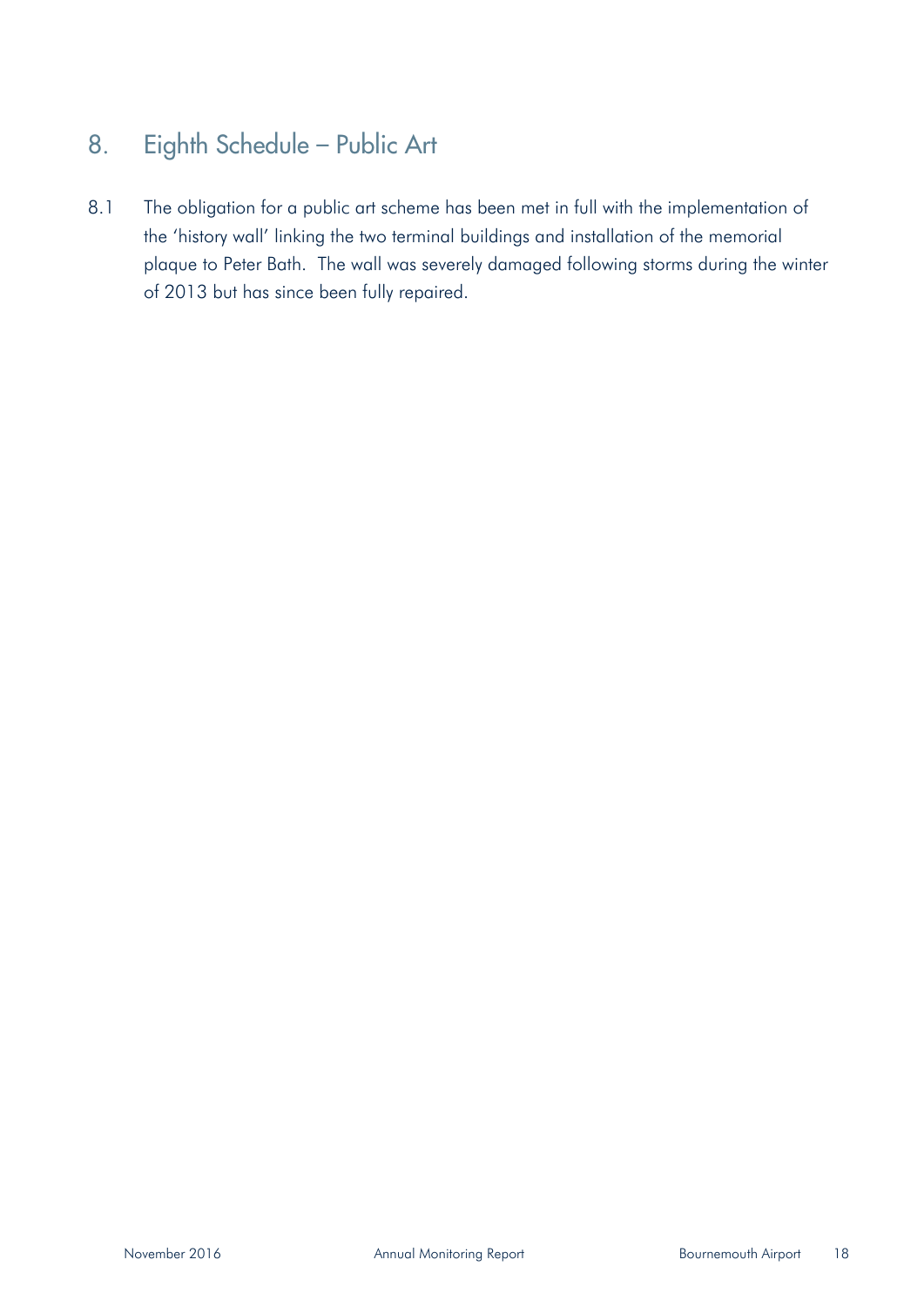## 8. Eighth Schedule – Public Art

8.1 The obligation for a public art scheme has been met in full with the implementation of the 'history wall' linking the two terminal buildings and installation of the memorial plaque to Peter Bath. The wall was severely damaged following storms during the winter of 2013 but has since been fully repaired.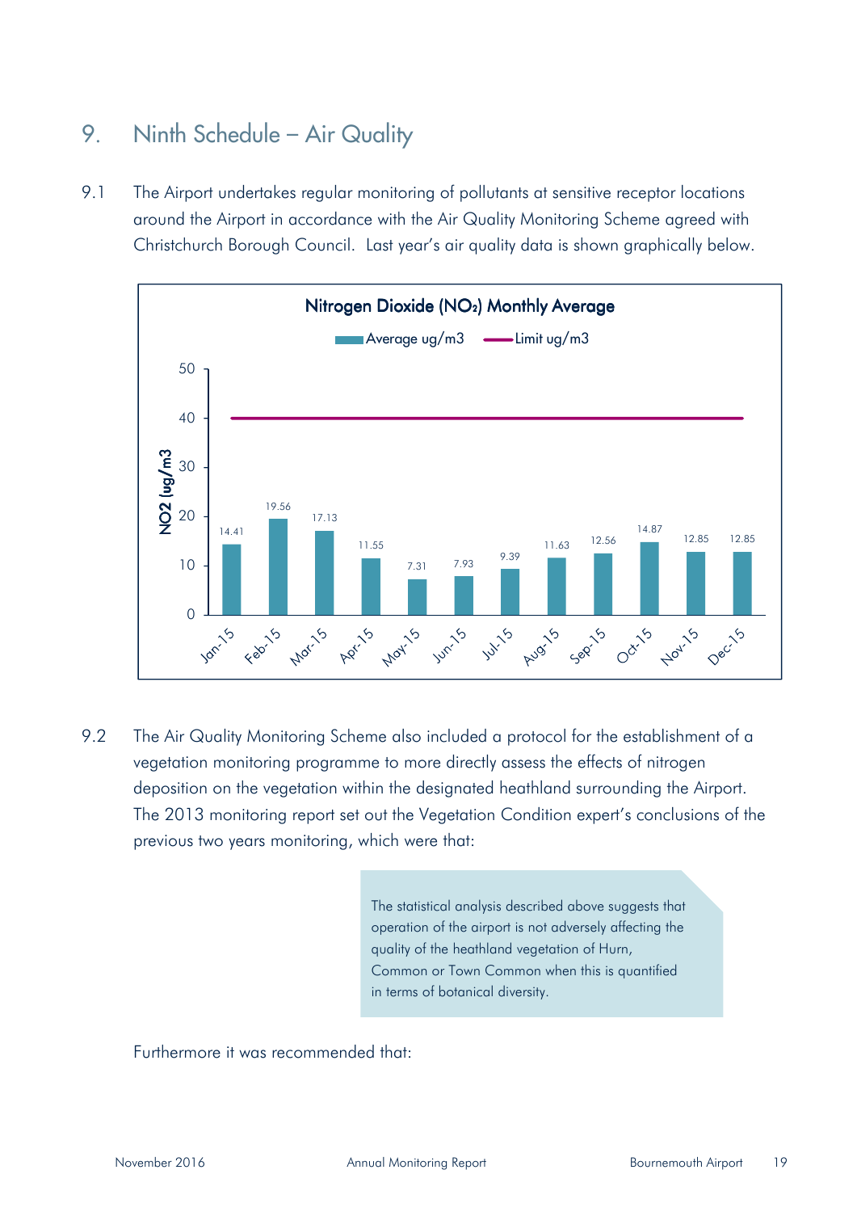# 9. Ninth Schedule – Air Quality

9.1 The Airport undertakes regular monitoring of pollutants at sensitive receptor locations around the Airport in accordance with the Air Quality Monitoring Scheme agreed with Christchurch Borough Council. Last year's air quality data is shown graphically below.

**Nitrogen Dioxide ($NO_2$) Monthly Average**

| Month | Average ug/m3 | Limit ug/m3 |
| --- | --- | --- |
| Jan-15 | 14.41 | 40 |
| Feb-15 | 19.56 | 40 |
| Mar-15 | 17.13 | 40 |
| Apr-15 | 11.55 | 40 |
| May-15 | 7.31 | 40 |
| Jun-15 | 7.93 | 40 |
| Jul-15 | 9.39 | 40 |
| Aug-15 | 11.63 | 40 |
| Sep-15 | 12.56 | 40 |
| Oct-15 | 14.87 | 40 |
| Nov-15 | 12.85 | 40 |
| Dec-15 | 12.85 | 40 |

9.2 The Air Quality Monitoring Scheme also included a protocol for the establishment of a vegetation monitoring programme to more directly assess the effects of nitrogen deposition on the vegetation within the designated heathland surrounding the Airport. The 2013 monitoring report set out the Vegetation Condition expert's conclusions of the previous two years monitoring, which were that:

> The statistical analysis described above suggests that operation of the airport is not adversely affecting the quality of the heathland vegetation of Hurn, Common or Town Common when this is quantified in terms of botanical diversity.

Furthermore it was recommended that: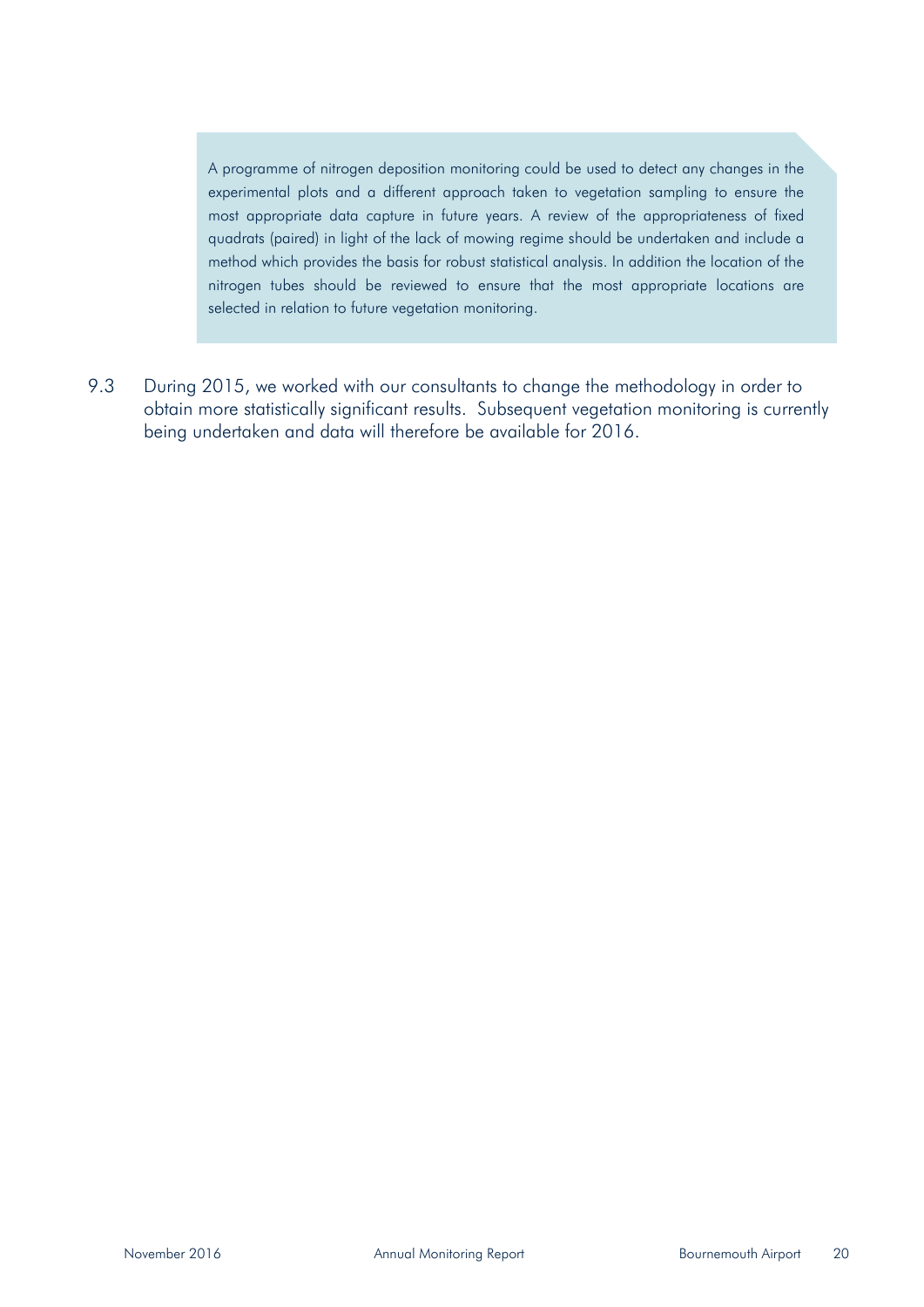> A programme of nitrogen deposition monitoring could be used to detect any changes in the experimental plots and a different approach taken to vegetation sampling to ensure the most appropriate data capture in future years. A review of the appropriateness of fixed quadrats (paired) in light of the lack of mowing regime should be undertaken and include a method which provides the basis for robust statistical analysis. In addition the location of the nitrogen tubes should be reviewed to ensure that the most appropriate locations are selected in relation to future vegetation monitoring.

9.3 During 2015, we worked with our consultants to change the methodology in order to obtain more statistically significant results. Subsequent vegetation monitoring is currently being undertaken and data will therefore be available for 2016.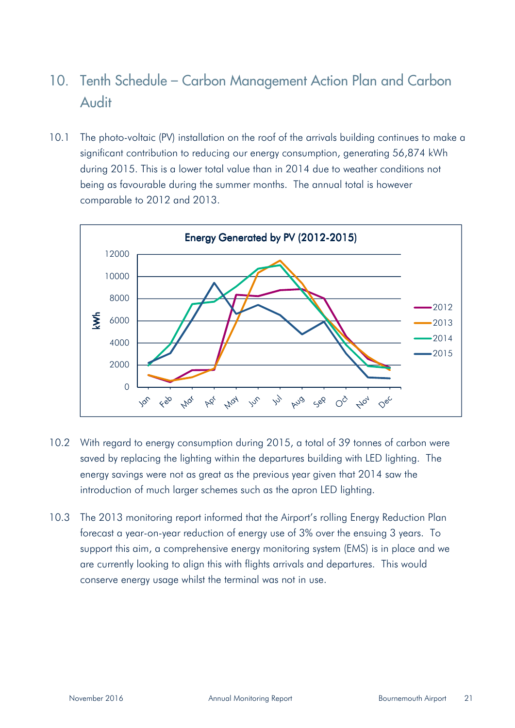# 10. Tenth Schedule – Carbon Management Action Plan and Carbon Audit

10.1 The photo-voltaic (PV) installation on the roof of the arrivals building continues to make a significant contribution to reducing our energy consumption, generating 56,874 kWh during 2015. This is a lower total value than in 2014 due to weather conditions not being as favourable during the summer months. The annual total is however comparable to 2012 and 2013.

Energy Generated by PV (2012-2015)

kWh

0
2000
4000
6000
8000
10000
12000

Jan Feb Mar Apr May Jun Jul Aug Sep Oct Nov Dec

2012
2013
2014
2015

10.2 With regard to energy consumption during 2015, a total of 39 tonnes of carbon were saved by replacing the lighting within the departures building with LED lighting. The energy savings were not as great as the previous year given that 2014 saw the introduction of much larger schemes such as the apron LED lighting.

10.3 The 2013 monitoring report informed that the Airport's rolling Energy Reduction Plan forecast a year-on-year reduction of energy use of 3% over the ensuing 3 years. To support this aim, a comprehensive energy monitoring system (EMS) is in place and we are currently looking to align this with flights arrivals and departures. This would conserve energy usage whilst the terminal was not in use.